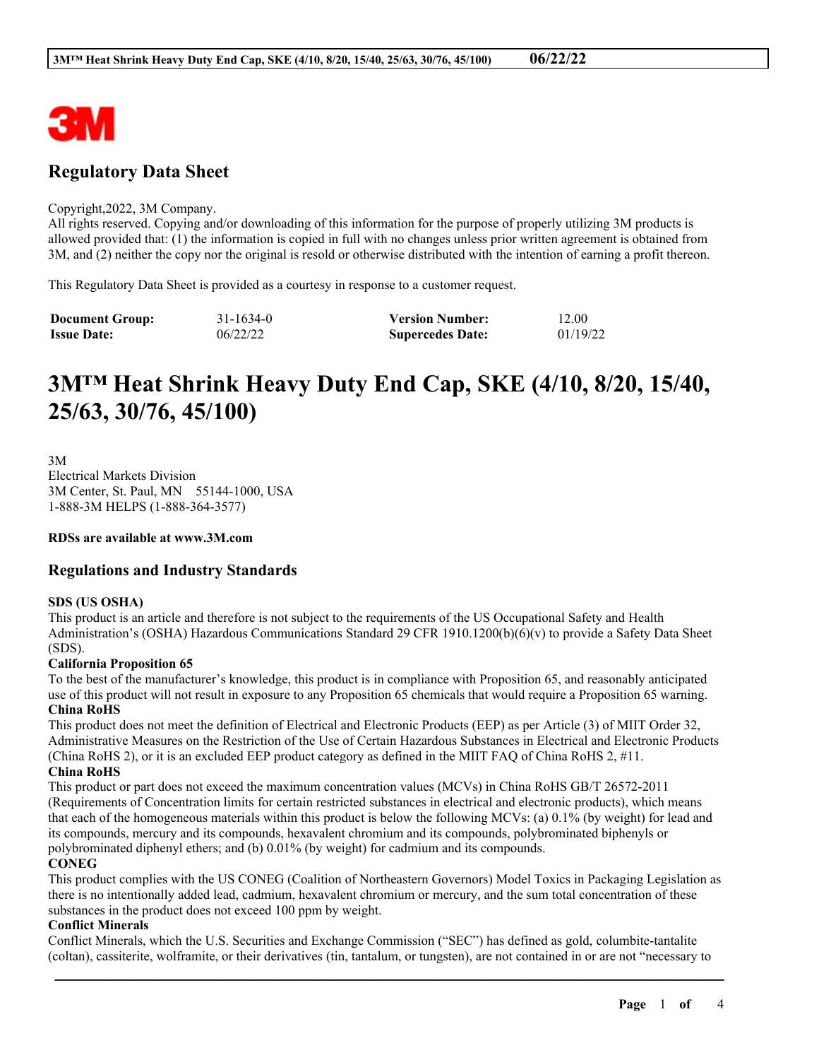# Regulatory Data Sheet

Copyright,2022, 3M Company.
All rights reserved. Copying and/or downloading of this information for the purpose of properly utilizing 3M products is allowed provided that: (1) the information is copied in full with no changes unless prior written agreement is obtained from 3M, and (2) neither the copy nor the original is resold or otherwise distributed with the intention of earning a profit thereon.

This Regulatory Data Sheet is provided as a courtesy in response to a customer request.

| **Document Group:** | 31-1634-0 | **Version Number:** | 12.00 |
|---|---|---|---|
| **Issue Date:** | 06/22/22 | **Supercedes Date:** | 01/19/22 |

# 3M™ Heat Shrink Heavy Duty End Cap, SKE (4/10, 8/20, 15/40, 25/63, 30/76, 45/100)

3M
Electrical Markets Division
3M Center, St. Paul, MN 55144-1000, USA
1-888-3M HELPS (1-888-364-3577)

**RDSs are available at www.3M.com**

## Regulations and Industry Standards

**SDS (US OSHA)**
This product is an article and therefore is not subject to the requirements of the US Occupational Safety and Health Administration's (OSHA) Hazardous Communications Standard 29 CFR 1910.1200(b)(6)(v) to provide a Safety Data Sheet (SDS).

**California Proposition 65**
To the best of the manufacturer's knowledge, this product is in compliance with Proposition 65, and reasonably anticipated use of this product will not result in exposure to any Proposition 65 chemicals that would require a Proposition 65 warning.

**China RoHS**
This product does not meet the definition of Electrical and Electronic Products (EEP) as per Article (3) of MIIT Order 32, Administrative Measures on the Restriction of the Use of Certain Hazardous Substances in Electrical and Electronic Products (China RoHS 2), or it is an excluded EEP product category as defined in the MIIT FAQ of China RoHS 2, #11.

**China RoHS**
This product or part does not exceed the maximum concentration values (MCVs) in China RoHS GB/T 26572-2011 (Requirements of Concentration limits for certain restricted substances in electrical and electronic products), which means that each of the homogeneous materials within this product is below the following MCVs: (a) 0.1% (by weight) for lead and its compounds, mercury and its compounds, hexavalent chromium and its compounds, polybrominated biphenyls or polybrominated diphenyl ethers; and (b) 0.01% (by weight) for cadmium and its compounds.

**CONEG**
This product complies with the US CONEG (Coalition of Northeastern Governors) Model Toxics in Packaging Legislation as there is no intentionally added lead, cadmium, hexavalent chromium or mercury, and the sum total concentration of these substances in the product does not exceed 100 ppm by weight.

**Conflict Minerals**
Conflict Minerals, which the U.S. Securities and Exchange Commission ("SEC") has defined as gold, columbite-tantalite (coltan), cassiterite, wolframite, or their derivatives (tin, tantalum, or tungsten), are not contained in or are not "necessary to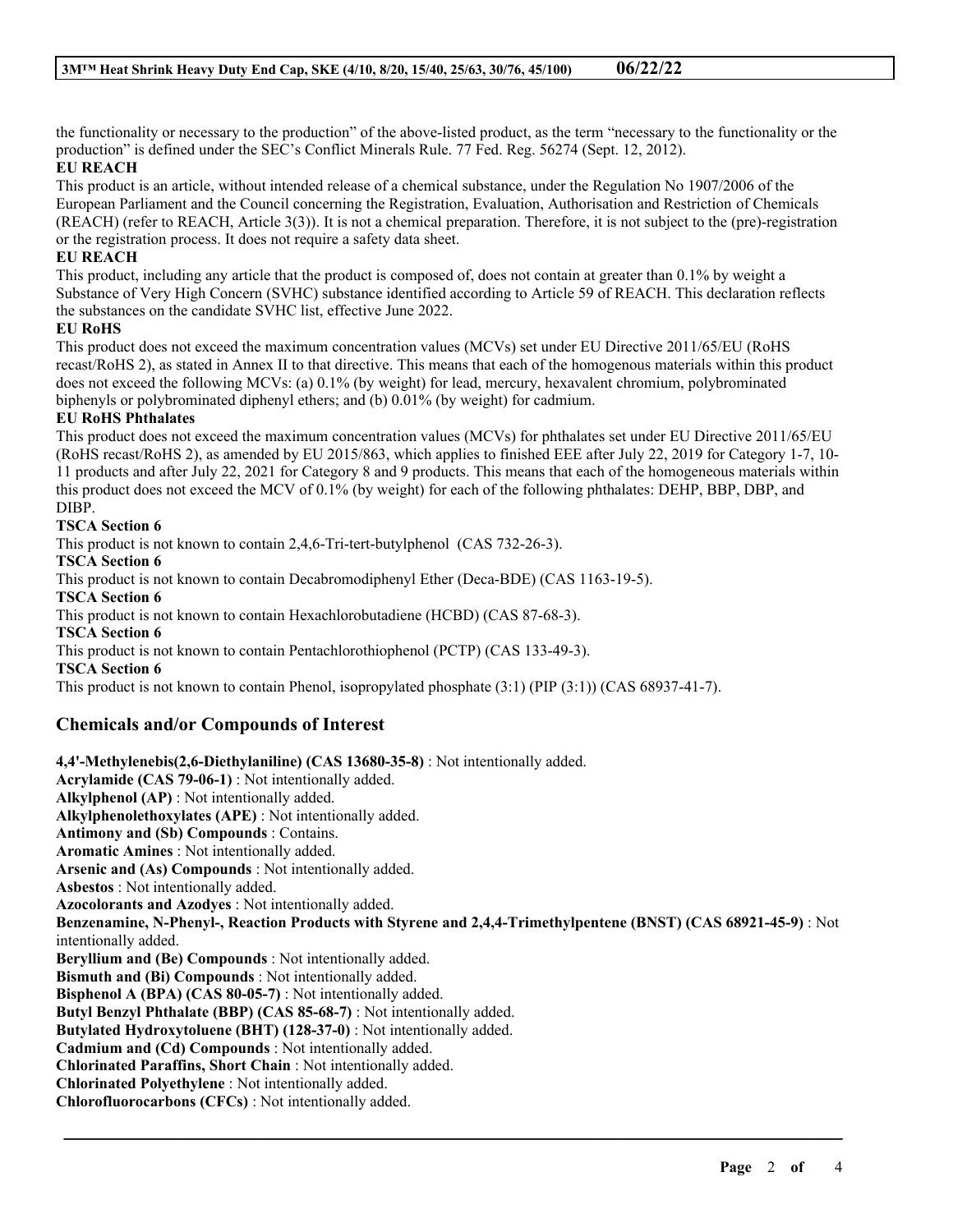the functionality or necessary to the production" of the above-listed product, as the term "necessary to the functionality or the production" is defined under the SEC's Conflict Minerals Rule. 77 Fed. Reg. 56274 (Sept. 12, 2012).

**EU REACH**

This product is an article, without intended release of a chemical substance, under the Regulation No 1907/2006 of the European Parliament and the Council concerning the Registration, Evaluation, Authorisation and Restriction of Chemicals (REACH) (refer to REACH, Article 3(3)). It is not a chemical preparation. Therefore, it is not subject to the (pre)-registration or the registration process. It does not require a safety data sheet.

**EU REACH**

This product, including any article that the product is composed of, does not contain at greater than 0.1% by weight a Substance of Very High Concern (SVHC) substance identified according to Article 59 of REACH. This declaration reflects the substances on the candidate SVHC list, effective June 2022.

**EU RoHS**

This product does not exceed the maximum concentration values (MCVs) set under EU Directive 2011/65/EU (RoHS recast/RoHS 2), as stated in Annex II to that directive. This means that each of the homogenous materials within this product does not exceed the following MCVs: (a) 0.1% (by weight) for lead, mercury, hexavalent chromium, polybrominated biphenyls or polybrominated diphenyl ethers; and (b) 0.01% (by weight) for cadmium.

**EU RoHS Phthalates**

This product does not exceed the maximum concentration values (MCVs) for phthalates set under EU Directive 2011/65/EU (RoHS recast/RoHS 2), as amended by EU 2015/863, which applies to finished EEE after July 22, 2019 for Category 1-7, 10-11 products and after July 22, 2021 for Category 8 and 9 products. This means that each of the homogeneous materials within this product does not exceed the MCV of 0.1% (by weight) for each of the following phthalates: DEHP, BBP, DBP, and DIBP.

**TSCA Section 6**

This product is not known to contain 2,4,6-Tri-tert-butylphenol (CAS 732-26-3).

**TSCA Section 6**

This product is not known to contain Decabromodiphenyl Ether (Deca-BDE) (CAS 1163-19-5).

**TSCA Section 6**

This product is not known to contain Hexachlorobutadiene (HCBD) (CAS 87-68-3).

**TSCA Section 6**

This product is not known to contain Pentachlorothiophenol (PCTP) (CAS 133-49-3).

**TSCA Section 6**

This product is not known to contain Phenol, isopropylated phosphate (3:1) (PIP (3:1)) (CAS 68937-41-7).

## Chemicals and/or Compounds of Interest

**4,4'-Methylenebis(2,6-Diethylaniline) (CAS 13680-35-8)** : Not intentionally added.
**Acrylamide (CAS 79-06-1)** : Not intentionally added.
**Alkylphenol (AP)** : Not intentionally added.
**Alkylphenolethoxylates (APE)** : Not intentionally added.
**Antimony and (Sb) Compounds** : Contains.
**Aromatic Amines** : Not intentionally added.
**Arsenic and (As) Compounds** : Not intentionally added.
**Asbestos** : Not intentionally added.
**Azocolorants and Azodyes** : Not intentionally added.
**Benzenamine, N-Phenyl-, Reaction Products with Styrene and 2,4,4-Trimethylpentene (BNST) (CAS 68921-45-9)** : Not intentionally added.
**Beryllium and (Be) Compounds** : Not intentionally added.
**Bismuth and (Bi) Compounds** : Not intentionally added.
**Bisphenol A (BPA) (CAS 80-05-7)** : Not intentionally added.
**Butyl Benzyl Phthalate (BBP) (CAS 85-68-7)** : Not intentionally added.
**Butylated Hydroxytoluene (BHT) (128-37-0)** : Not intentionally added.
**Cadmium and (Cd) Compounds** : Not intentionally added.
**Chlorinated Paraffins, Short Chain** : Not intentionally added.
**Chlorinated Polyethylene** : Not intentionally added.
**Chlorofluorocarbons (CFCs)** : Not intentionally added.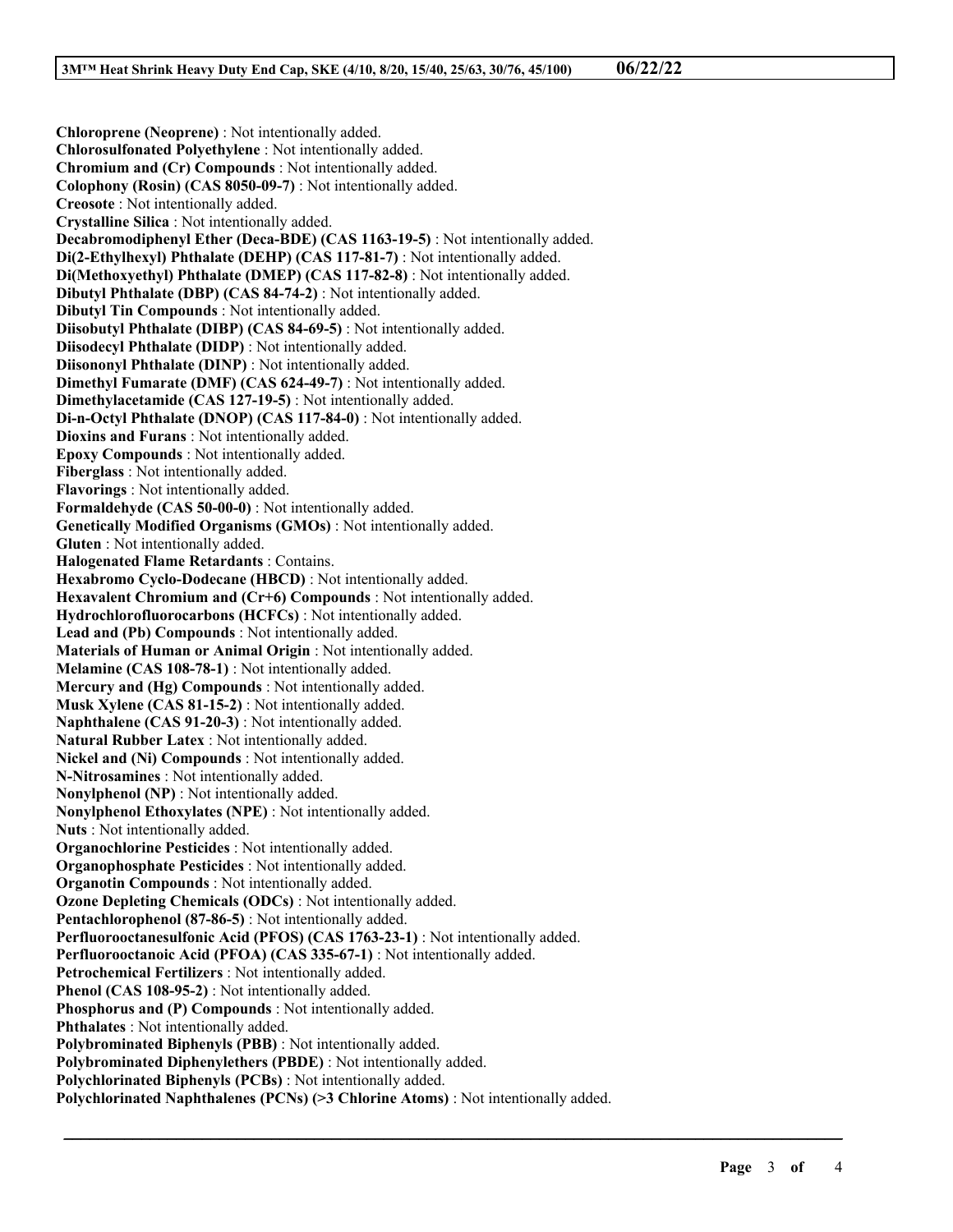**Chloroprene (Neoprene)** : Not intentionally added.
**Chlorosulfonated Polyethylene** : Not intentionally added.
**Chromium and (Cr) Compounds** : Not intentionally added.
**Colophony (Rosin) (CAS 8050-09-7)** : Not intentionally added.
**Creosote** : Not intentionally added.
**Crystalline Silica** : Not intentionally added.
**Decabromodiphenyl Ether (Deca-BDE) (CAS 1163-19-5)** : Not intentionally added.
**Di(2-Ethylhexyl) Phthalate (DEHP) (CAS 117-81-7)** : Not intentionally added.
**Di(Methoxyethyl) Phthalate (DMEP) (CAS 117-82-8)** : Not intentionally added.
**Dibutyl Phthalate (DBP) (CAS 84-74-2)** : Not intentionally added.
**Dibutyl Tin Compounds** : Not intentionally added.
**Diisobutyl Phthalate (DIBP) (CAS 84-69-5)** : Not intentionally added.
**Diisodecyl Phthalate (DIDP)** : Not intentionally added.
**Diisononyl Phthalate (DINP)** : Not intentionally added.
**Dimethyl Fumarate (DMF) (CAS 624-49-7)** : Not intentionally added.
**Dimethylacetamide (CAS 127-19-5)** : Not intentionally added.
**Di-n-Octyl Phthalate (DNOP) (CAS 117-84-0)** : Not intentionally added.
**Dioxins and Furans** : Not intentionally added.
**Epoxy Compounds** : Not intentionally added.
**Fiberglass** : Not intentionally added.
**Flavorings** : Not intentionally added.
**Formaldehyde (CAS 50-00-0)** : Not intentionally added.
**Genetically Modified Organisms (GMOs)** : Not intentionally added.
**Gluten** : Not intentionally added.
**Halogenated Flame Retardants** : Contains.
**Hexabromo Cyclo-Dodecane (HBCD)** : Not intentionally added.
**Hexavalent Chromium and (Cr+6) Compounds** : Not intentionally added.
**Hydrochlorofluorocarbons (HCFCs)** : Not intentionally added.
**Lead and (Pb) Compounds** : Not intentionally added.
**Materials of Human or Animal Origin** : Not intentionally added.
**Melamine (CAS 108-78-1)** : Not intentionally added.
**Mercury and (Hg) Compounds** : Not intentionally added.
**Musk Xylene (CAS 81-15-2)** : Not intentionally added.
**Naphthalene (CAS 91-20-3)** : Not intentionally added.
**Natural Rubber Latex** : Not intentionally added.
**Nickel and (Ni) Compounds** : Not intentionally added.
**N-Nitrosamines** : Not intentionally added.
**Nonylphenol (NP)** : Not intentionally added.
**Nonylphenol Ethoxylates (NPE)** : Not intentionally added.
**Nuts** : Not intentionally added.
**Organochlorine Pesticides** : Not intentionally added.
**Organophosphate Pesticides** : Not intentionally added.
**Organotin Compounds** : Not intentionally added.
**Ozone Depleting Chemicals (ODCs)** : Not intentionally added.
**Pentachlorophenol (87-86-5)** : Not intentionally added.
**Perfluorooctanesulfonic Acid (PFOS) (CAS 1763-23-1)** : Not intentionally added.
**Perfluorooctanoic Acid (PFOA) (CAS 335-67-1)** : Not intentionally added.
**Petrochemical Fertilizers** : Not intentionally added.
**Phenol (CAS 108-95-2)** : Not intentionally added.
**Phosphorus and (P) Compounds** : Not intentionally added.
**Phthalates** : Not intentionally added.
**Polybrominated Biphenyls (PBB)** : Not intentionally added.
**Polybrominated Diphenylethers (PBDE)** : Not intentionally added.
**Polychlorinated Biphenyls (PCBs)** : Not intentionally added.
**Polychlorinated Naphthalenes (PCNs) (>3 Chlorine Atoms)** : Not intentionally added.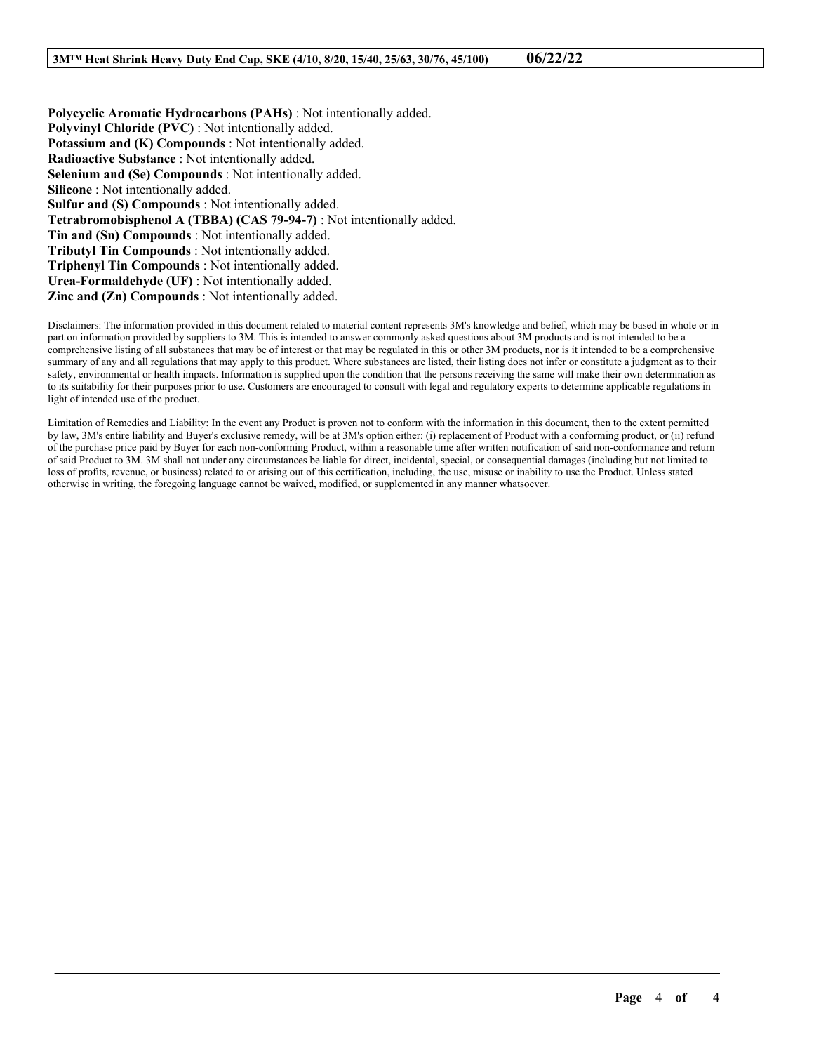**Polycyclic Aromatic Hydrocarbons (PAHs)** : Not intentionally added.
**Polyvinyl Chloride (PVC)** : Not intentionally added.
**Potassium and (K) Compounds** : Not intentionally added.
**Radioactive Substance** : Not intentionally added.
**Selenium and (Se) Compounds** : Not intentionally added.
**Silicone** : Not intentionally added.
**Sulfur and (S) Compounds** : Not intentionally added.
**Tetrabromobisphenol A (TBBA) (CAS 79-94-7)** : Not intentionally added.
**Tin and (Sn) Compounds** : Not intentionally added.
**Tributyl Tin Compounds** : Not intentionally added.
**Triphenyl Tin Compounds** : Not intentionally added.
**Urea-Formaldehyde (UF)** : Not intentionally added.
**Zinc and (Zn) Compounds** : Not intentionally added.

Disclaimers: The information provided in this document related to material content represents 3M's knowledge and belief, which may be based in whole or in part on information provided by suppliers to 3M. This is intended to answer commonly asked questions about 3M products and is not intended to be a comprehensive listing of all substances that may be of interest or that may be regulated in this or other 3M products, nor is it intended to be a comprehensive summary of any and all regulations that may apply to this product. Where substances are listed, their listing does not infer or constitute a judgment as to their safety, environmental or health impacts. Information is supplied upon the condition that the persons receiving the same will make their own determination as to its suitability for their purposes prior to use. Customers are encouraged to consult with legal and regulatory experts to determine applicable regulations in light of intended use of the product.

Limitation of Remedies and Liability: In the event any Product is proven not to conform with the information in this document, then to the extent permitted by law, 3M's entire liability and Buyer's exclusive remedy, will be at 3M's option either: (i) replacement of Product with a conforming product, or (ii) refund of the purchase price paid by Buyer for each non-conforming Product, within a reasonable time after written notification of said non-conformance and return of said Product to 3M. 3M shall not under any circumstances be liable for direct, incidental, special, or consequential damages (including but not limited to loss of profits, revenue, or business) related to or arising out of this certification, including, the use, misuse or inability to use the Product. Unless stated otherwise in writing, the foregoing language cannot be waived, modified, or supplemented in any manner whatsoever.